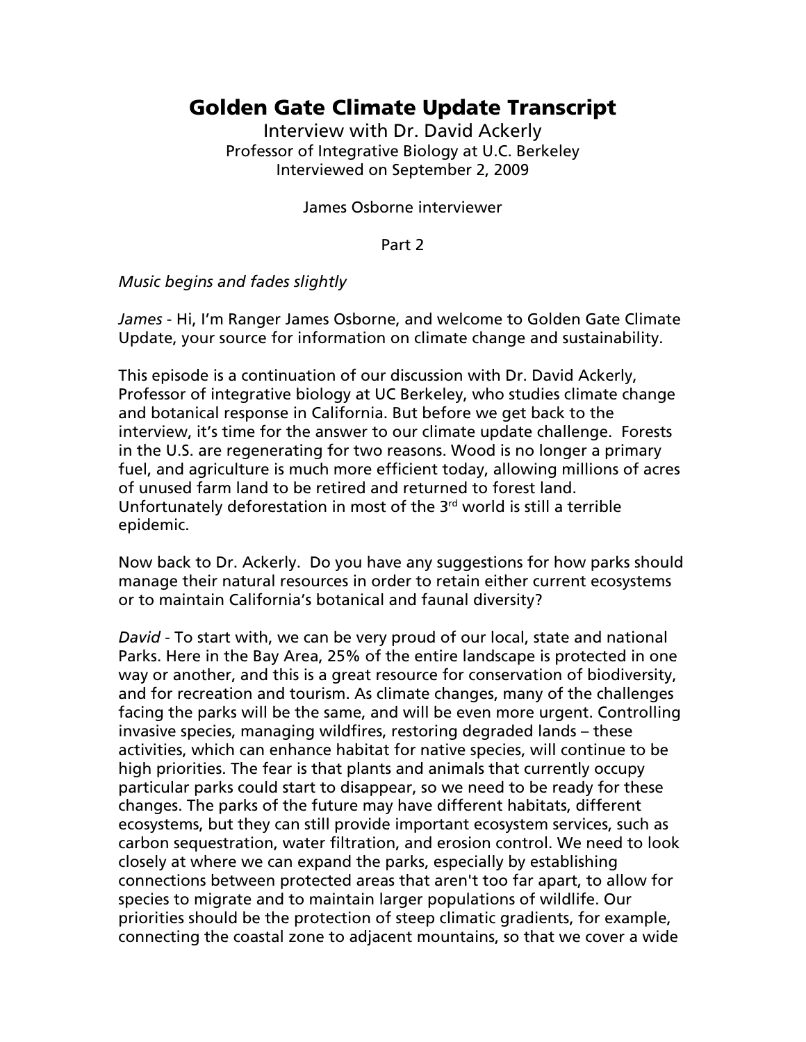# Golden Gate Climate Update Transcript

Interview with Dr. David Ackerly
Professor of Integrative Biology at U.C. Berkeley
Interviewed on September 2, 2009

James Osborne interviewer

Part 2

*Music begins and fades slightly*

*James* - Hi, I'm Ranger James Osborne, and welcome to Golden Gate Climate Update, your source for information on climate change and sustainability.

This episode is a continuation of our discussion with Dr. David Ackerly, Professor of integrative biology at UC Berkeley, who studies climate change and botanical response in California. But before we get back to the interview, it's time for the answer to our climate update challenge. Forests in the U.S. are regenerating for two reasons. Wood is no longer a primary fuel, and agriculture is much more efficient today, allowing millions of acres of unused farm land to be retired and returned to forest land. Unfortunately deforestation in most of the 3rd world is still a terrible epidemic.

Now back to Dr. Ackerly. Do you have any suggestions for how parks should manage their natural resources in order to retain either current ecosystems or to maintain California's botanical and faunal diversity?

*David* - To start with, we can be very proud of our local, state and national Parks. Here in the Bay Area, 25% of the entire landscape is protected in one way or another, and this is a great resource for conservation of biodiversity, and for recreation and tourism. As climate changes, many of the challenges facing the parks will be the same, and will be even more urgent. Controlling invasive species, managing wildfires, restoring degraded lands – these activities, which can enhance habitat for native species, will continue to be high priorities. The fear is that plants and animals that currently occupy particular parks could start to disappear, so we need to be ready for these changes. The parks of the future may have different habitats, different ecosystems, but they can still provide important ecosystem services, such as carbon sequestration, water filtration, and erosion control. We need to look closely at where we can expand the parks, especially by establishing connections between protected areas that aren't too far apart, to allow for species to migrate and to maintain larger populations of wildlife. Our priorities should be the protection of steep climatic gradients, for example, connecting the coastal zone to adjacent mountains, so that we cover a wide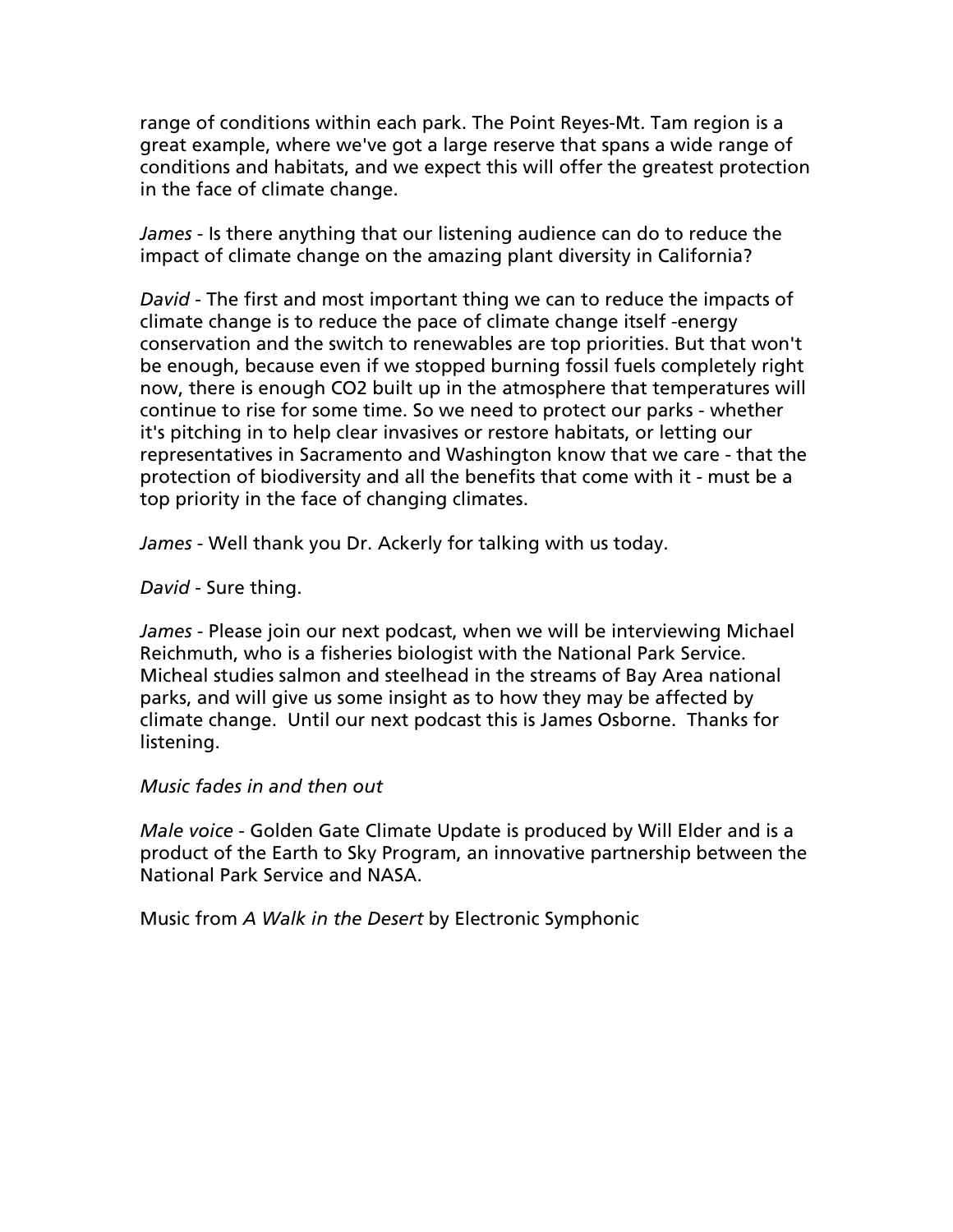range of conditions within each park. The Point Reyes-Mt. Tam region is a great example, where we've got a large reserve that spans a wide range of conditions and habitats, and we expect this will offer the greatest protection in the face of climate change.

*James* - Is there anything that our listening audience can do to reduce the impact of climate change on the amazing plant diversity in California?

*David* - The first and most important thing we can to reduce the impacts of climate change is to reduce the pace of climate change itself -energy conservation and the switch to renewables are top priorities. But that won't be enough, because even if we stopped burning fossil fuels completely right now, there is enough $CO_2$ built up in the atmosphere that temperatures will continue to rise for some time. So we need to protect our parks - whether it's pitching in to help clear invasives or restore habitats, or letting our representatives in Sacramento and Washington know that we care - that the protection of biodiversity and all the benefits that come with it - must be a top priority in the face of changing climates.

*James* - Well thank you Dr. Ackerly for talking with us today.

*David* - Sure thing.

*James* - Please join our next podcast, when we will be interviewing Michael Reichmuth, who is a fisheries biologist with the National Park Service. Micheal studies salmon and steelhead in the streams of Bay Area national parks, and will give us some insight as to how they may be affected by climate change. Until our next podcast this is James Osborne. Thanks for listening.

*Music fades in and then out*

*Male voice* - Golden Gate Climate Update is produced by Will Elder and is a product of the Earth to Sky Program, an innovative partnership between the National Park Service and NASA.

Music from *A Walk in the Desert* by Electronic Symphonic